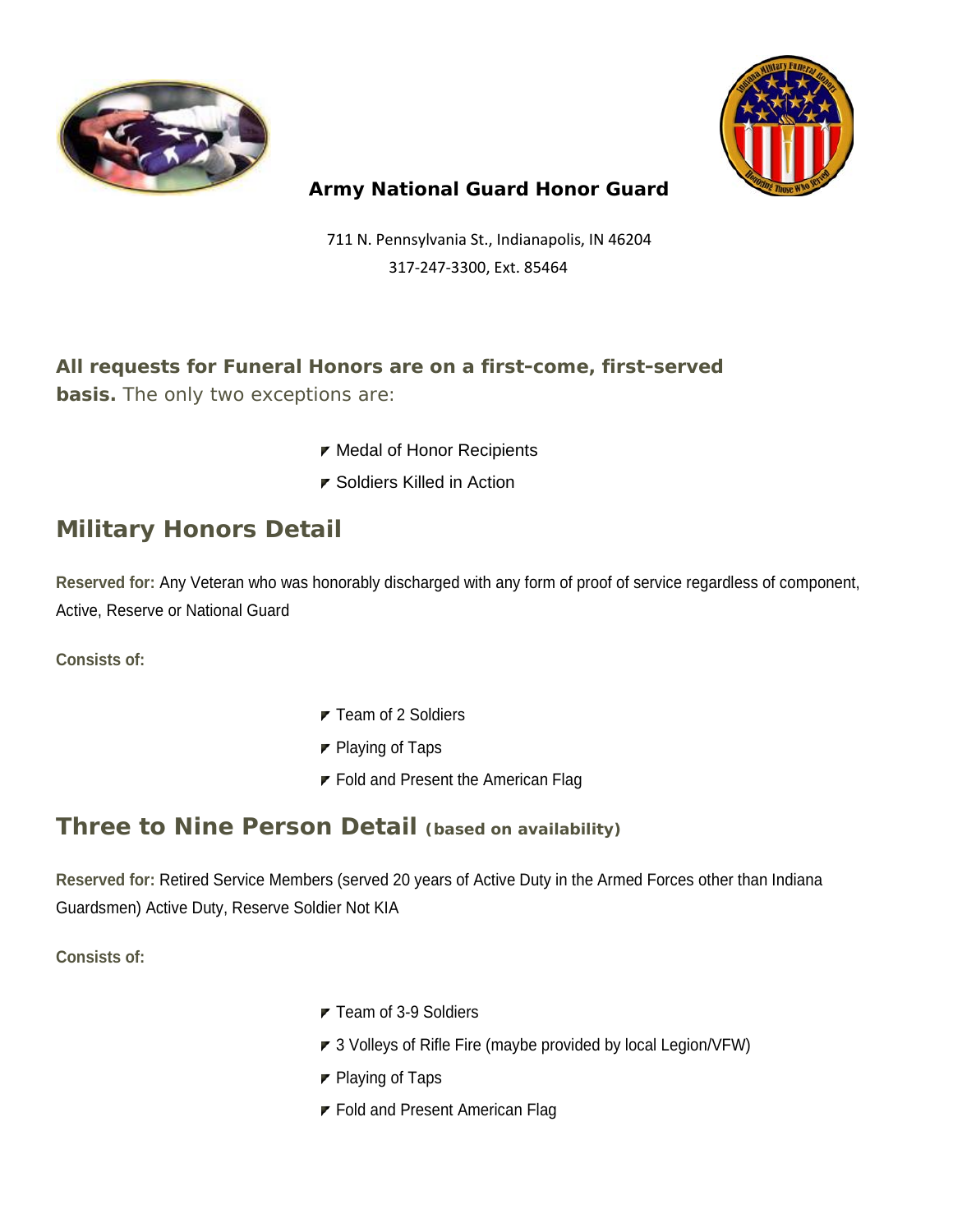# Army National Guard Honor Guard

711 N. Pennsylvania St., Indianapolis, IN 46204
317-247-3300, Ext. 85464

**All requests for Funeral Honors are on a first-come, first-served basis.** The only two exceptions are:

- Medal of Honor Recipients
- Soldiers Killed in Action

## Military Honors Detail

**Reserved for:** Any Veteran who was honorably discharged with any form of proof of service regardless of component, Active, Reserve or National Guard

**Consists of:**

- Team of 2 Soldiers
- Playing of Taps
- Fold and Present the American Flag

## Three to Nine Person Detail (based on availability)

**Reserved for:** Retired Service Members (served 20 years of Active Duty in the Armed Forces other than Indiana Guardsmen) Active Duty, Reserve Soldier Not KIA

**Consists of:**

- Team of 3-9 Soldiers
- 3 Volleys of Rifle Fire (maybe provided by local Legion/VFW)
- Playing of Taps
- Fold and Present American Flag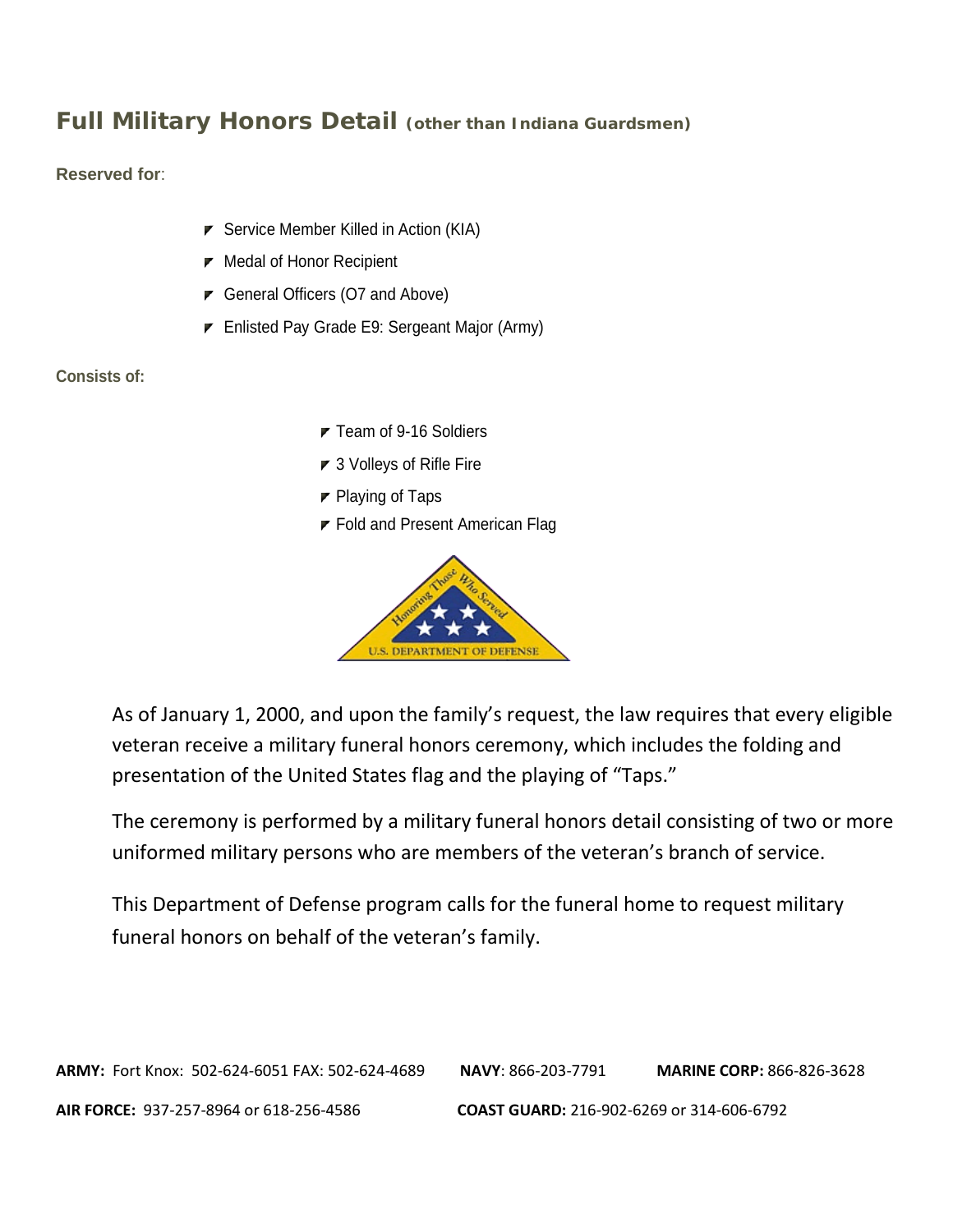## Full Military Honors Detail (other than Indiana Guardsmen)

**Reserved for**:

- Service Member Killed in Action (KIA)
- Medal of Honor Recipient
- General Officers (O7 and Above)
- Enlisted Pay Grade E9: Sergeant Major (Army)

**Consists of:**

- Team of 9-16 Soldiers
- 3 Volleys of Rifle Fire
- Playing of Taps
- Fold and Present American Flag

As of January 1, 2000, and upon the family's request, the law requires that every eligible veteran receive a military funeral honors ceremony, which includes the folding and presentation of the United States flag and the playing of "Taps."

The ceremony is performed by a military funeral honors detail consisting of two or more uniformed military persons who are members of the veteran's branch of service.

This Department of Defense program calls for the funeral home to request military funeral honors on behalf of the veteran's family.

**ARMY:** Fort Knox: 502-624-6051 FAX: 502-624-4689 **NAVY**: 866-203-7791 **MARINE CORP:** 866-826-3628

**AIR FORCE:** 937-257-8964 or 618-256-4586 **COAST GUARD:** 216-902-6269 or 314-606-6792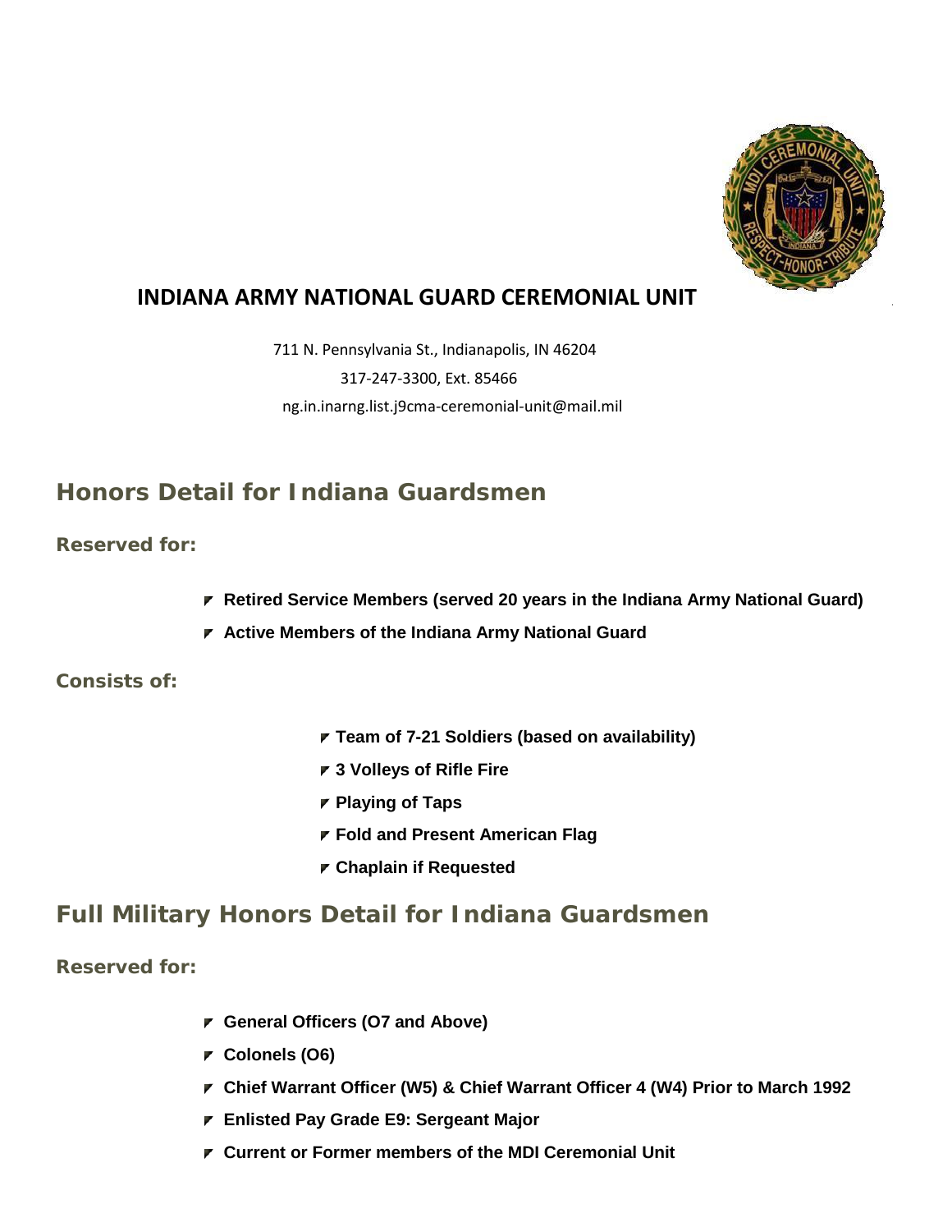## INDIANA ARMY NATIONAL GUARD CEREMONIAL UNIT

711 N. Pennsylvania St., Indianapolis, IN 46204

317-247-3300, Ext. 85466

ng.in.inarng.list.j9cma-ceremonial-unit@mail.mil

## Honors Detail for Indiana Guardsmen

### Reserved for:

- **Retired Service Members (served 20 years in the Indiana Army National Guard)**
- **Active Members of the Indiana Army National Guard**

### Consists of:

- **Team of 7-21 Soldiers (based on availability)**
- **3 Volleys of Rifle Fire**
- **Playing of Taps**
- **Fold and Present American Flag**
- **Chaplain if Requested**

## Full Military Honors Detail for Indiana Guardsmen

### Reserved for:

- **General Officers (O7 and Above)**
- **Colonels (O6)**
- **Chief Warrant Officer (W5) & Chief Warrant Officer 4 (W4) Prior to March 1992**
- **Enlisted Pay Grade E9: Sergeant Major**
- **Current or Former members of the MDI Ceremonial Unit**